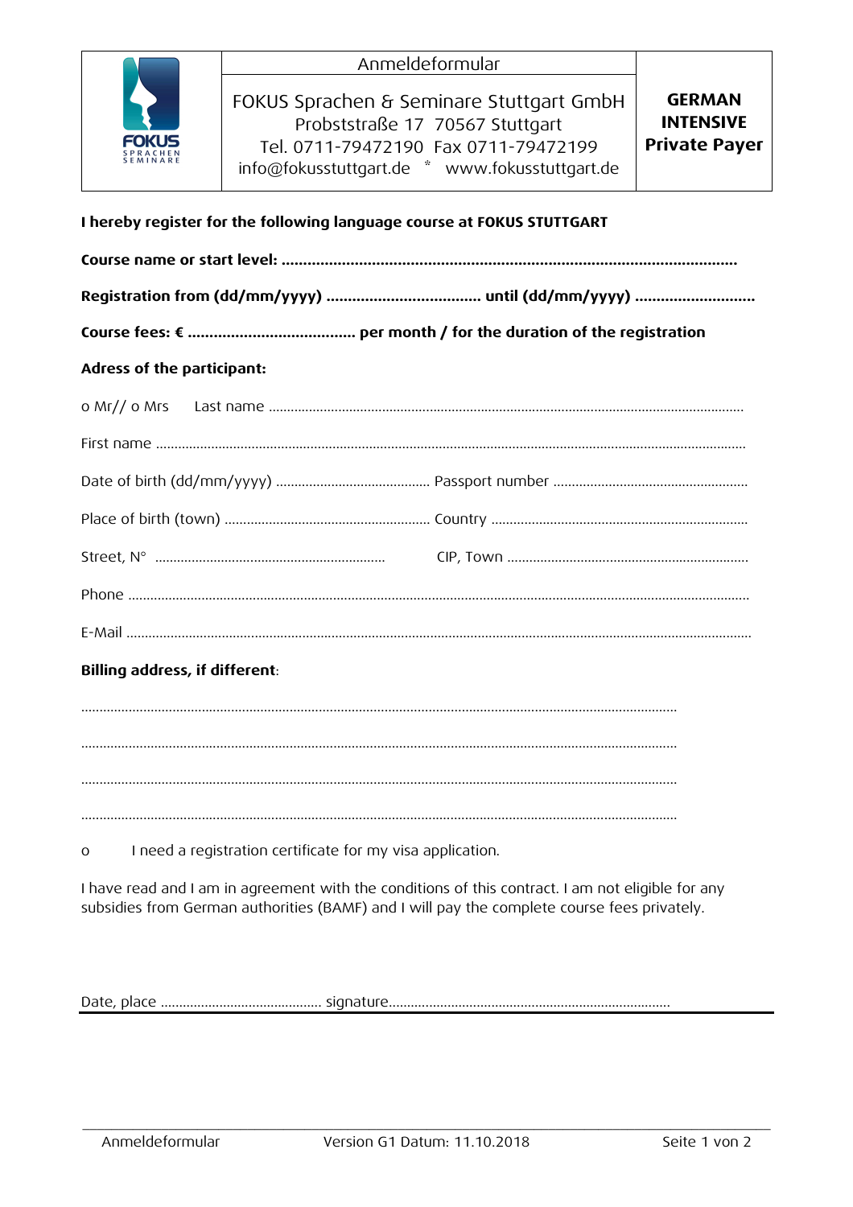| FOKUS SPRACHEN SEMINARE | Anmeldeformular | GERMAN INTENSIVE Private Payer |
|---|---|---|
| | FOKUS Sprachen & Seminare Stuttgart GmbH<br>Probststraße 17 70567 Stuttgart<br>Tel. 0711-79472190 Fax 0711-79472199<br>info@fokusstuttgart.de * www.fokusstuttgart.de | |

**I hereby register for the following language course at FOKUS STUTTGART**

**Course name or start level: ..........................................................................................................**

**Registration from (dd/mm/yyyy) .................................... until (dd/mm/yyyy) ............................**

**Course fees: € ....................................... per month / for the duration of the registration**

**Adress of the participant:**

o Mr// o Mrs Last name ..........................................................................................................................

First name ..................................................................................................................................................

Date of birth (dd/mm/yyyy) .......................................... Passport number ....................................................

Place of birth (town) ....................................................... Country .....................................................................

Street, N° .............................................................. CIP, Town ..................................................................

Phone ........................................................................................................................................................

E-Mail ........................................................................................................................................................

**Billing address, if different**:

.................................................................................................................................................

.................................................................................................................................................

.................................................................................................................................................

.................................................................................................................................................

o I need a registration certificate for my visa application.

I have read and I am in agreement with the conditions of this contract. I am not eligible for any subsidies from German authorities (BAMF) and I will pay the complete course fees privately.

Date, place ............................................ signature.............................................................................

Anmeldeformular Version G1 Datum: 11.10.2018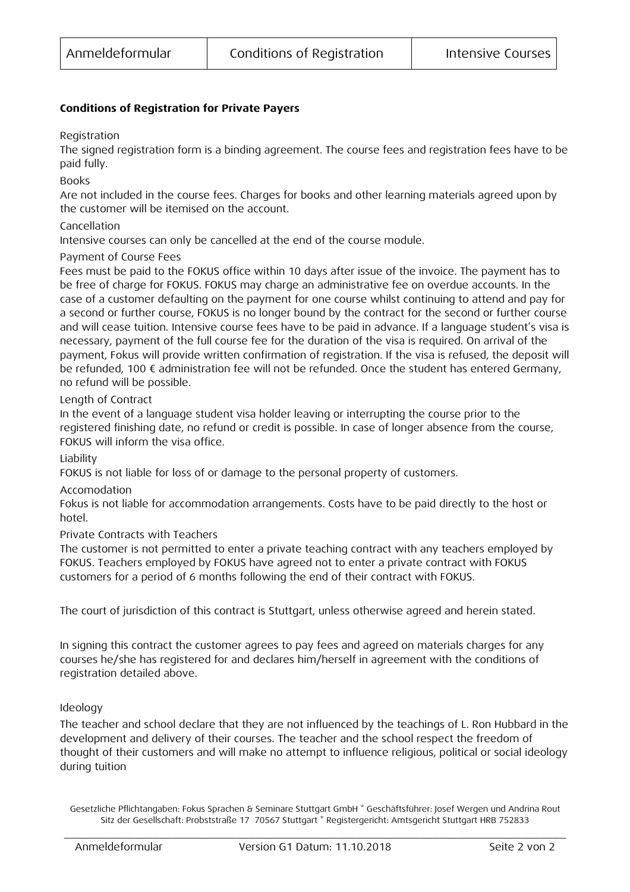| Anmeldeformular | Conditions of Registration | Intensive Courses |
|---|---|---|

**Conditions of Registration for Private Payers**

Registration

The signed registration form is a binding agreement. The course fees and registration fees have to be paid fully.

Books

Are not included in the course fees. Charges for books and other learning materials agreed upon by the customer will be itemised on the account.

Cancellation

Intensive courses can only be cancelled at the end of the course module.

Payment of Course Fees

Fees must be paid to the FOKUS office within 10 days after issue of the invoice. The payment has to be free of charge for FOKUS. FOKUS may charge an administrative fee on overdue accounts. In the case of a customer defaulting on the payment for one course whilst continuing to attend and pay for a second or further course, FOKUS is no longer bound by the contract for the second or further course and will cease tuition. Intensive course fees have to be paid in advance. If a language student's visa is necessary, payment of the full course fee for the duration of the visa is required. On arrival of the payment, Fokus will provide written confirmation of registration. If the visa is refused, the deposit will be refunded, 100 € administration fee will not be refunded. Once the student has entered Germany, no refund will be possible.

Length of Contract

In the event of a language student visa holder leaving or interrupting the course prior to the registered finishing date, no refund or credit is possible. In case of longer absence from the course, FOKUS will inform the visa office.

Liability

FOKUS is not liable for loss of or damage to the personal property of customers.

Accomodation

Fokus is not liable for accommodation arrangements. Costs have to be paid directly to the host or hotel.

Private Contracts with Teachers

The customer is not permitted to enter a private teaching contract with any teachers employed by FOKUS. Teachers employed by FOKUS have agreed not to enter a private contract with FOKUS customers for a period of 6 months following the end of their contract with FOKUS.

The court of jurisdiction of this contract is Stuttgart, unless otherwise agreed and herein stated.

In signing this contract the customer agrees to pay fees and agreed on materials charges for any courses he/she has registered for and declares him/herself in agreement with the conditions of registration detailed above.

Ideology

The teacher and school declare that they are not influenced by the teachings of L. Ron Hubbard in the development and delivery of their courses. The teacher and the school respect the freedom of thought of their customers and will make no attempt to influence religious, political or social ideology during tuition

Gesetzliche Pflichtangaben: Fokus Sprachen & Seminare Stuttgart GmbH * Geschäftsführer: Josef Wergen und Andrina Rout
Sitz der Gesellschaft: Probststraße 17 70567 Stuttgart * Registergericht: Amtsgericht Stuttgart HRB 752833